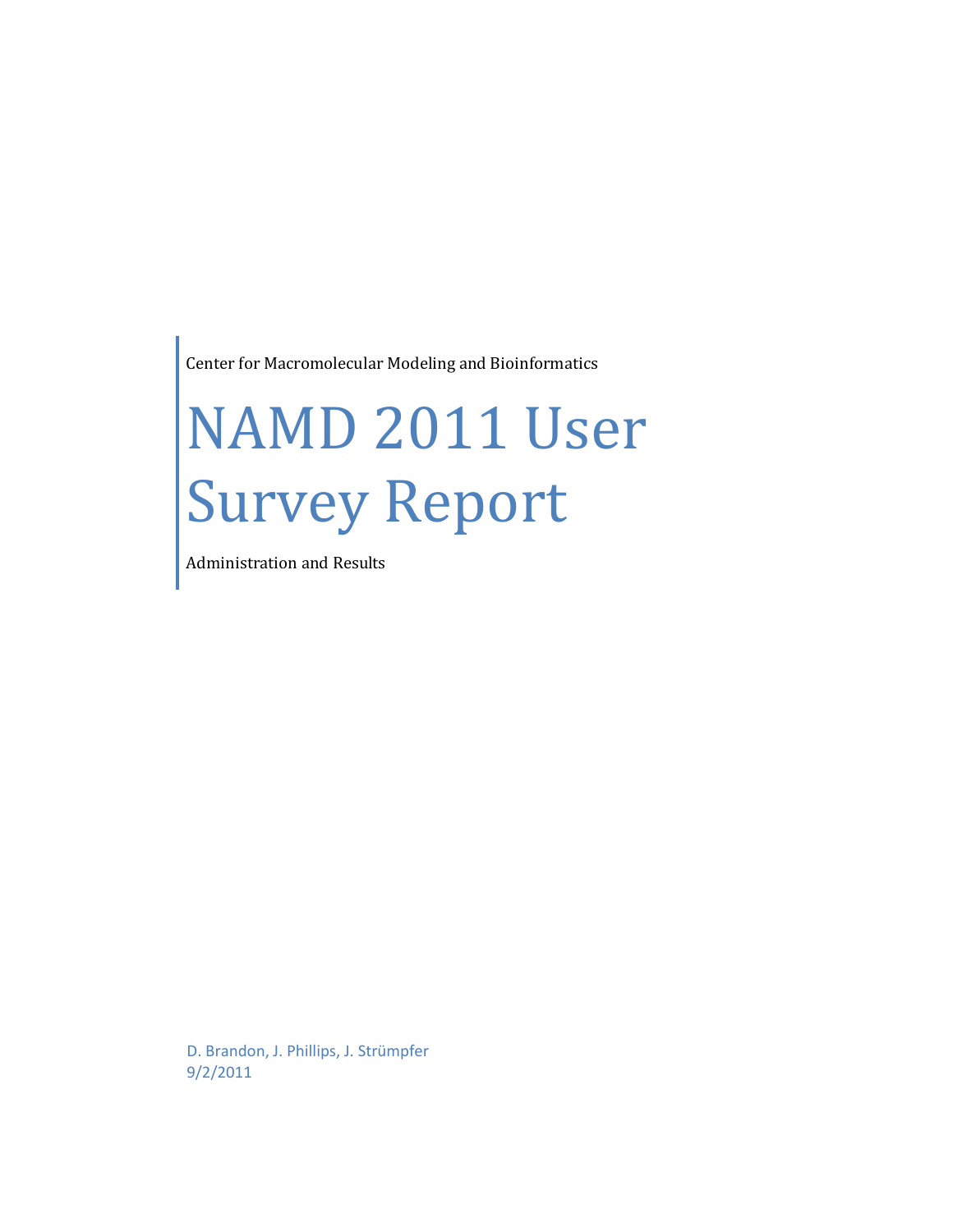Center for Macromolecular Modeling and Bioinformatics

# NAMD 2011 User Survey Report

Administration and Results

D. Brandon, J. Phillips, J. Strümpfer
9/2/2011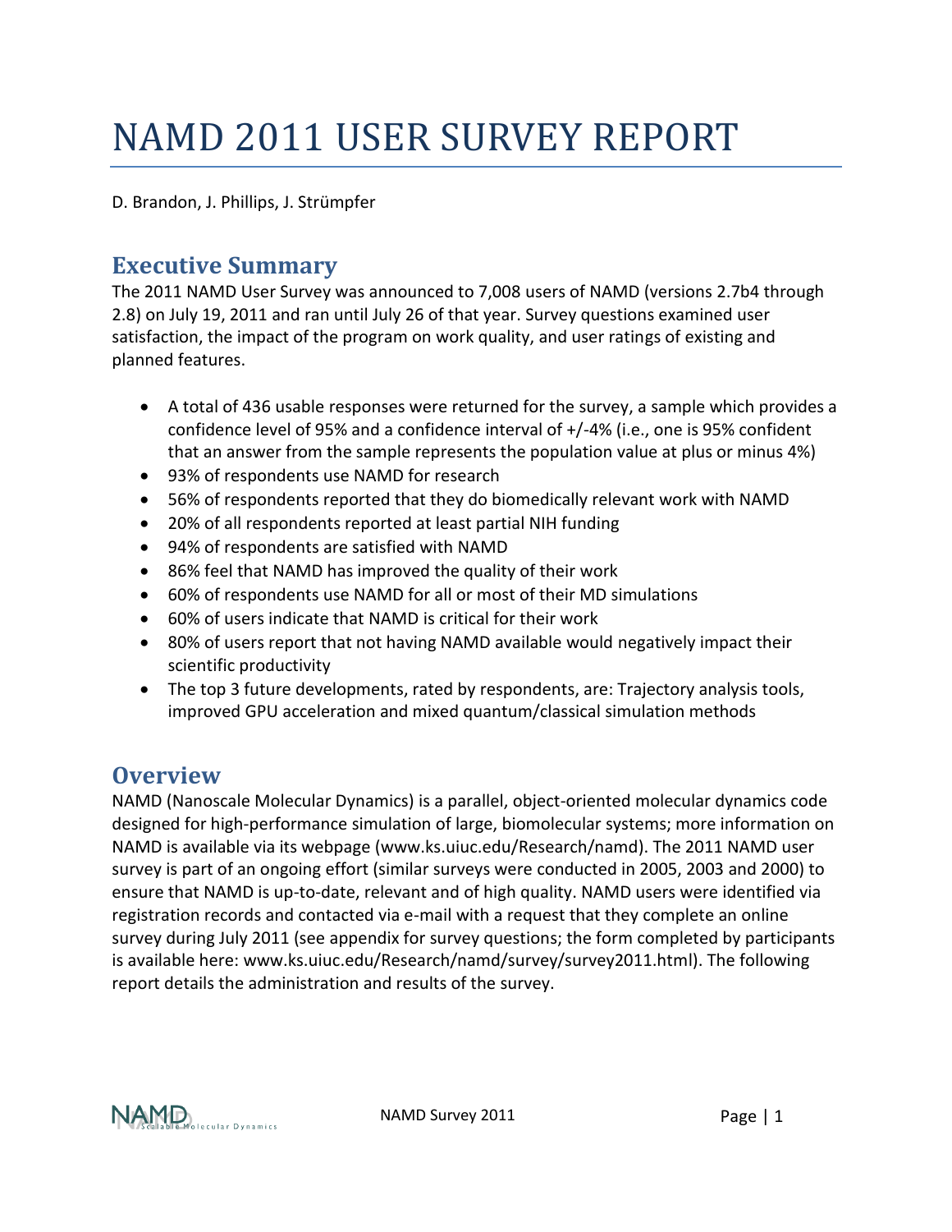# NAMD 2011 USER SURVEY REPORT

D. Brandon, J. Phillips, J. Strümpfer

## Executive Summary

The 2011 NAMD User Survey was announced to 7,008 users of NAMD (versions 2.7b4 through 2.8) on July 19, 2011 and ran until July 26 of that year. Survey questions examined user satisfaction, the impact of the program on work quality, and user ratings of existing and planned features.

- A total of 436 usable responses were returned for the survey, a sample which provides a confidence level of 95% and a confidence interval of +/-4% (i.e., one is 95% confident that an answer from the sample represents the population value at plus or minus 4%)
- 93% of respondents use NAMD for research
- 56% of respondents reported that they do biomedically relevant work with NAMD
- 20% of all respondents reported at least partial NIH funding
- 94% of respondents are satisfied with NAMD
- 86% feel that NAMD has improved the quality of their work
- 60% of respondents use NAMD for all or most of their MD simulations
- 60% of users indicate that NAMD is critical for their work
- 80% of users report that not having NAMD available would negatively impact their scientific productivity
- The top 3 future developments, rated by respondents, are: Trajectory analysis tools, improved GPU acceleration and mixed quantum/classical simulation methods

## Overview

NAMD (Nanoscale Molecular Dynamics) is a parallel, object-oriented molecular dynamics code designed for high-performance simulation of large, biomolecular systems; more information on NAMD is available via its webpage (www.ks.uiuc.edu/Research/namd). The 2011 NAMD user survey is part of an ongoing effort (similar surveys were conducted in 2005, 2003 and 2000) to ensure that NAMD is up-to-date, relevant and of high quality. NAMD users were identified via registration records and contacted via e-mail with a request that they complete an online survey during July 2011 (see appendix for survey questions; the form completed by participants is available here: www.ks.uiuc.edu/Research/namd/survey/survey2011.html). The following report details the administration and results of the survey.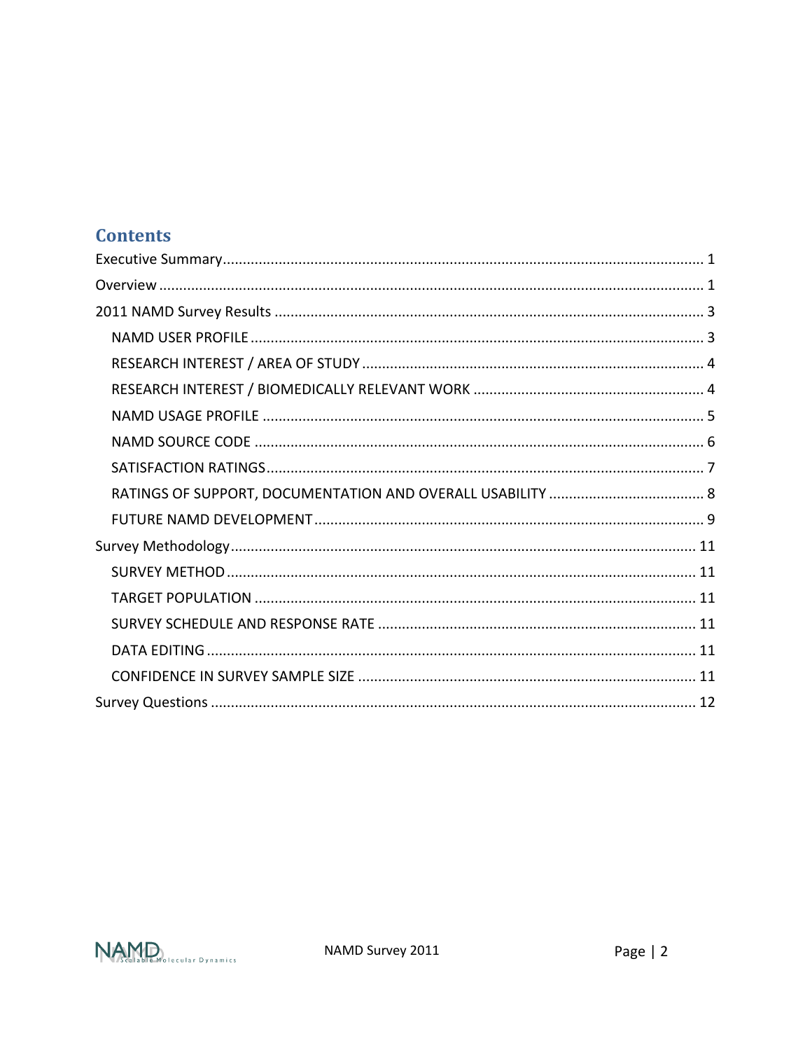# Contents

Executive Summary ........ 1
Overview ........ 1
2011 NAMD Survey Results ........ 3
- NAMD USER PROFILE ........ 3
- RESEARCH INTEREST / AREA OF STUDY ........ 4
- RESEARCH INTEREST / BIOMEDICALLY RELEVANT WORK ........ 4
- NAMD USAGE PROFILE ........ 5
- NAMD SOURCE CODE ........ 6
- SATISFACTION RATINGS ........ 7
- RATINGS OF SUPPORT, DOCUMENTATION AND OVERALL USABILITY ........ 8
- FUTURE NAMD DEVELOPMENT ........ 9

Survey Methodology ........ 11
- SURVEY METHOD ........ 11
- TARGET POPULATION ........ 11
- SURVEY SCHEDULE AND RESPONSE RATE ........ 11
- DATA EDITING ........ 11
- CONFIDENCE IN SURVEY SAMPLE SIZE ........ 11

Survey Questions ........ 12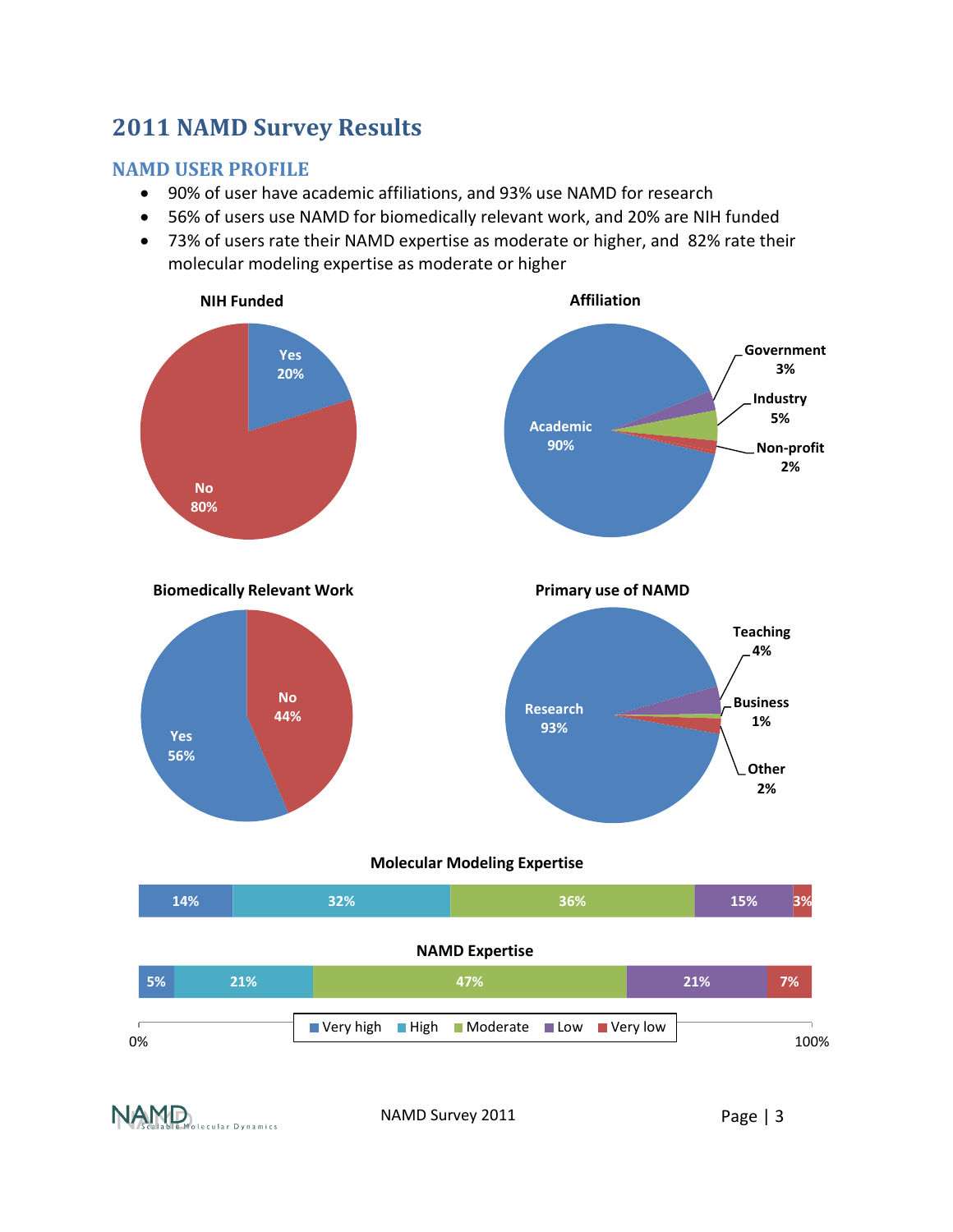# 2011 NAMD Survey Results

## NAMD USER PROFILE

- 90% of user have academic affiliations, and 93% use NAMD for research
- 56% of users use NAMD for biomedically relevant work, and 20% are NIH funded
- 73% of users rate their NAMD expertise as moderate or higher, and 82% rate their molecular modeling expertise as moderate or higher

**NIH Funded**

| Response | Percent |
|---|---|
| Yes | 20% |
| No | 80% |

**Affiliation**

| Affiliation | Percent |
|---|---|
| Academic | 90% |
| Government | 3% |
| Industry | 5% |
| Non-profit | 2% |

**Biomedically Relevant Work**

| Response | Percent |
|---|---|
| Yes | 56% |
| No | 44% |

**Primary use of NAMD**

| Use | Percent |
|---|---|
| Research | 93% |
| Teaching | 4% |
| Business | 1% |
| Other | 2% |

**Molecular Modeling Expertise** and **NAMD Expertise**

| | Very high | High | Moderate | Low | Very low |
|---|---|---|---|---|---|
| Molecular Modeling Expertise | 14% | 32% | 36% | 15% | 3% |
| NAMD Expertise | 5% | 21% | 47% | 21% | 7% |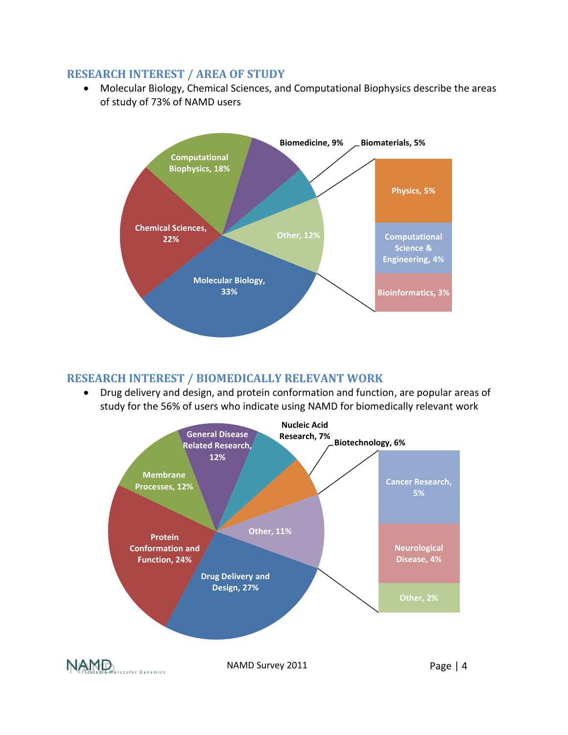## RESEARCH INTEREST / AREA OF STUDY

- Molecular Biology, Chemical Sciences, and Computational Biophysics describe the areas of study of 73% of NAMD users

Biomedicine, 9%
Biomaterials, 5%
Computational Biophysics, 18%
Chemical Sciences, 22%
Other, 12%
Molecular Biology, 33%
Physics, 5%
Computational Science & Engineering, 4%
Bioinformatics, 3%

## RESEARCH INTEREST / BIOMEDICALLY RELEVANT WORK

- Drug delivery and design, and protein conformation and function, are popular areas of study for the 56% of users who indicate using NAMD for biomedically relevant work

Nucleic Acid Research, 7%
General Disease Related Research, 12%
Biotechnology, 6%
Membrane Processes, 12%
Protein Conformation and Function, 24%
Other, 11%
Drug Delivery and Design, 27%
Cancer Research, 5%
Neurological Disease, 4%
Other, 2%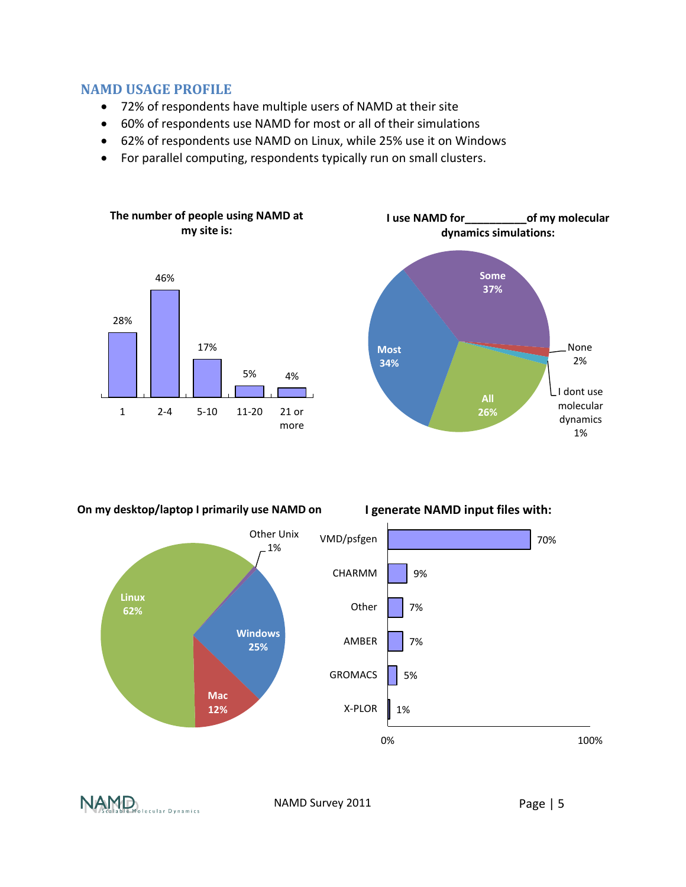## NAMD USAGE PROFILE

- 72% of respondents have multiple users of NAMD at their site
- 60% of respondents use NAMD for most or all of their simulations
- 62% of respondents use NAMD on Linux, while 25% use it on Windows
- For parallel computing, respondents typically run on small clusters.

**The number of people using NAMD at my site is:**

28%
46%
17%
5%
4%

1
2-4
5-10
11-20
21 or more

**I use NAMD for__________of my molecular dynamics simulations:**

Some 37%
Most 34%
All 26%
None 2%
I dont use molecular dynamics 1%

**On my desktop/laptop I primarily use NAMD on**

Other Unix 1%
Linux 62%
Windows 25%
Mac 12%

**I generate NAMD input files with:**

VMD/psfgen 70%
CHARMM 9%
Other 7%
AMBER 7%
GROMACS 5%
X-PLOR 1%

0%
100%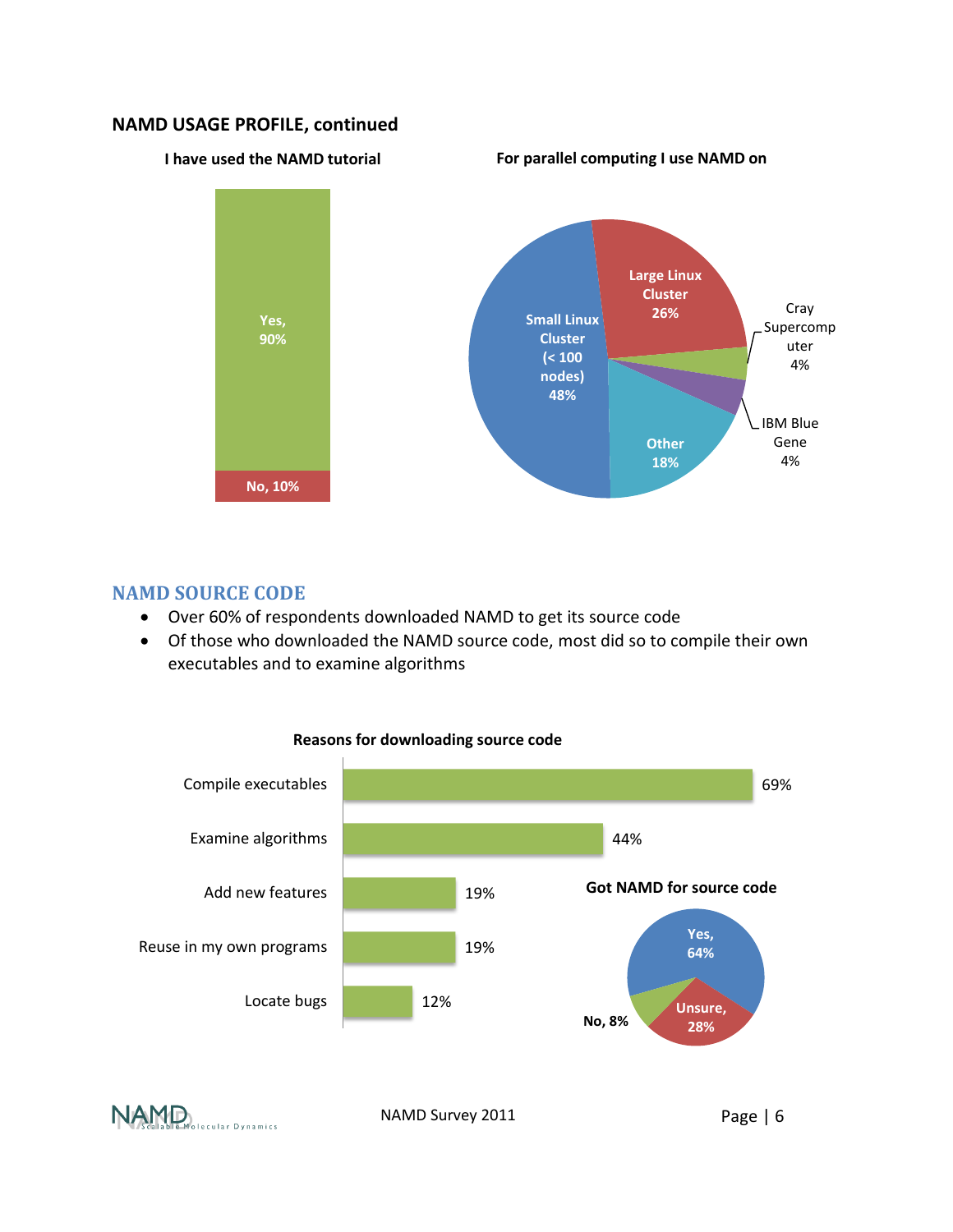## NAMD USAGE PROFILE, continued

**I have used the NAMD tutorial**

Yes, 90%

No, 10%

**For parallel computing I use NAMD on**

Small Linux Cluster (< 100 nodes) 48%

Large Linux Cluster 26%

Cray Supercomputer 4%

IBM Blue Gene 4%

Other 18%

## NAMD SOURCE CODE

- Over 60% of respondents downloaded NAMD to get its source code
- Of those who downloaded the NAMD source code, most did so to compile their own executables and to examine algorithms

**Reasons for downloading source code**

Compile executables 69%

Examine algorithms 44%

Add new features 19%

Reuse in my own programs 19%

Locate bugs 12%

**Got NAMD for source code**

Yes, 64%

Unsure, 28%

No, 8%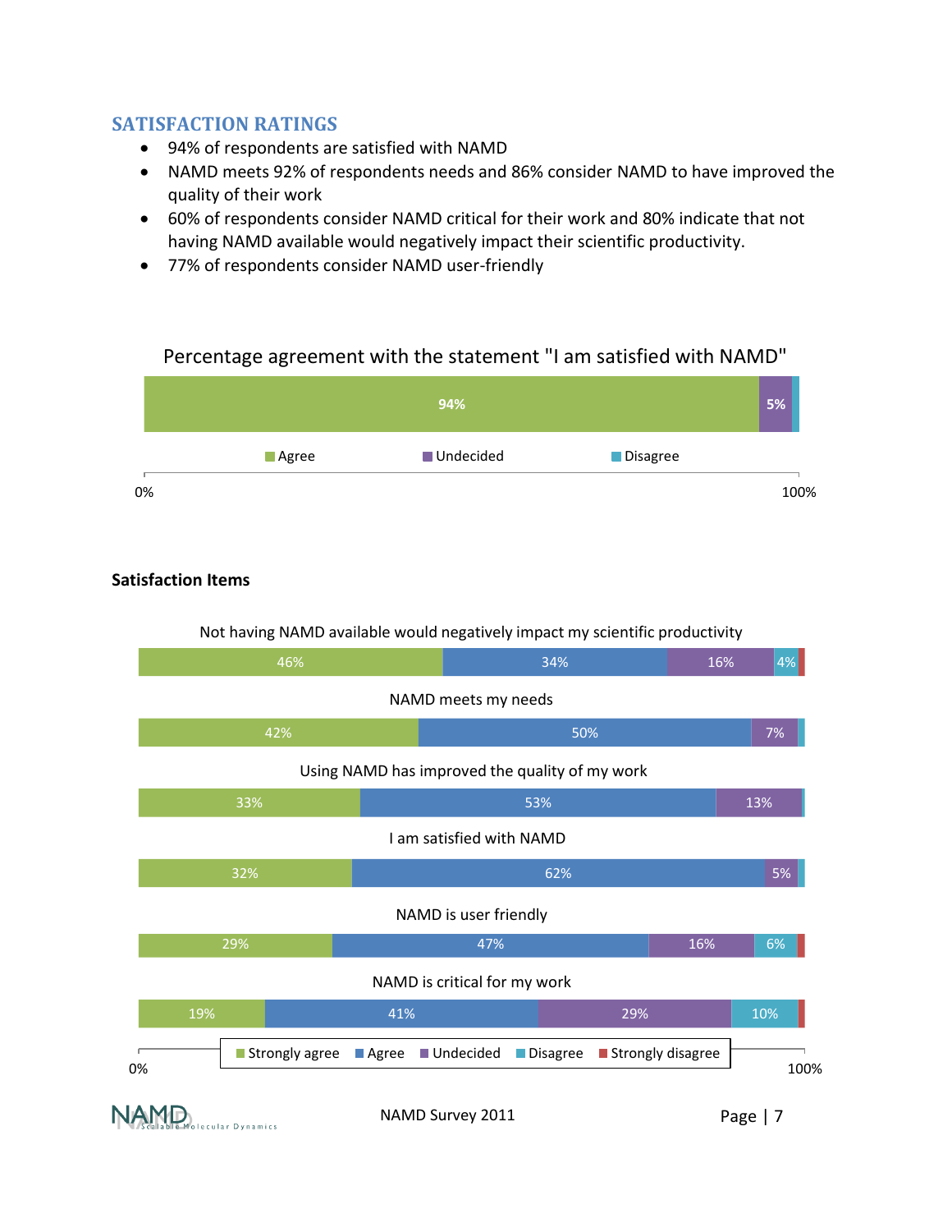## SATISFACTION RATINGS

- 94% of respondents are satisfied with NAMD
- NAMD meets 92% of respondents needs and 86% consider NAMD to have improved the quality of their work
- 60% of respondents consider NAMD critical for their work and 80% indicate that not having NAMD available would negatively impact their scientific productivity.
- 77% of respondents consider NAMD user-friendly

Percentage agreement with the statement "I am satisfied with NAMD"

94%
5%

Agree
Undecided
Disagree

0%
100%

### Satisfaction Items

Not having NAMD available would negatively impact my scientific productivity

46%
34%
16%
4%

NAMD meets my needs

42%
50%
7%

Using NAMD has improved the quality of my work

33%
53%
13%

I am satisfied with NAMD

32%
62%
5%

NAMD is user friendly

29%
47%
16%
6%

NAMD is critical for my work

19%
41%
29%
10%

Strongly agree
Agree
Undecided
Disagree
Strongly disagree

0%
100%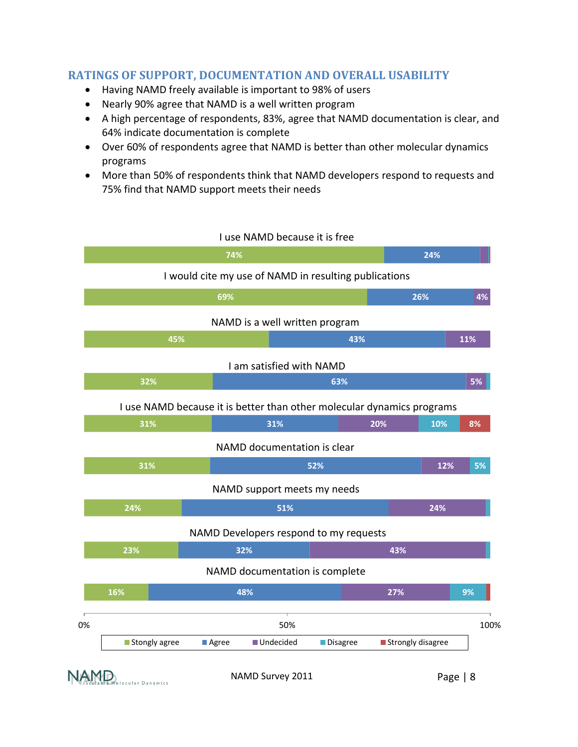## RATINGS OF SUPPORT, DOCUMENTATION AND OVERALL USABILITY

- Having NAMD freely available is important to 98% of users
- Nearly 90% agree that NAMD is a well written program
- A high percentage of respondents, 83%, agree that NAMD documentation is clear, and 64% indicate documentation is complete
- Over 60% of respondents agree that NAMD is better than other molecular dynamics programs
- More than 50% of respondents think that NAMD developers respond to requests and 75% find that NAMD support meets their needs

I use NAMD because it is free
74% 24%

I would cite my use of NAMD in resulting publications
69% 26% 4%

NAMD is a well written program
45% 43% 11%

I am satisfied with NAMD
32% 63% 5%

I use NAMD because it is better than other molecular dynamics programs
31% 31% 20% 10% 8%

NAMD documentation is clear
31% 52% 12% 5%

NAMD support meets my needs
24% 51% 24%

NAMD Developers respond to my requests
23% 32% 43%

NAMD documentation is complete
16% 48% 27% 9%

0% 50% 100%

Stongly agree
Agree
Undecided
Disagree
Strongly disagree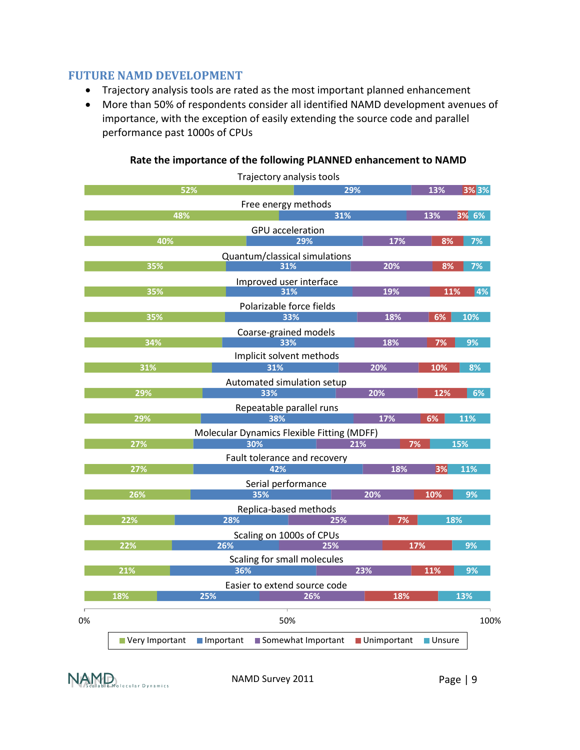### FUTURE NAMD DEVELOPMENT

- Trajectory analysis tools are rated as the most important planned enhancement
- More than 50% of respondents consider all identified NAMD development avenues of importance, with the exception of easily extending the source code and parallel performance past 1000s of CPUs

**Rate the importance of the following PLANNED enhancement to NAMD**

Trajectory analysis tools
52% 29% 13% 3% 3%

Free energy methods
48% 31% 13% 3% 6%

GPU acceleration
40% 29% 17% 8% 7%

Quantum/classical simulations
35% 31% 20% 8% 7%

Improved user interface
35% 31% 19% 11% 4%

Polarizable force fields
35% 33% 18% 6% 10%

Coarse-grained models
34% 33% 18% 7% 9%

Implicit solvent methods
31% 31% 20% 10% 8%

Automated simulation setup
29% 33% 20% 12% 6%

Repeatable parallel runs
29% 38% 17% 6% 11%

Molecular Dynamics Flexible Fitting (MDFF)
27% 30% 21% 7% 15%

Fault tolerance and recovery
27% 42% 18% 3% 11%

Serial performance
26% 35% 20% 10% 9%

Replica-based methods
22% 28% 25% 7% 18%

Scaling on 1000s of CPUs
22% 26% 25% 17% 9%

Scaling for small molecules
21% 36% 23% 11% 9%

Easier to extend source code
18% 25% 26% 18% 13%

0% 50% 100%

Very Important, Important, Somewhat Important, Unimportant, Unsure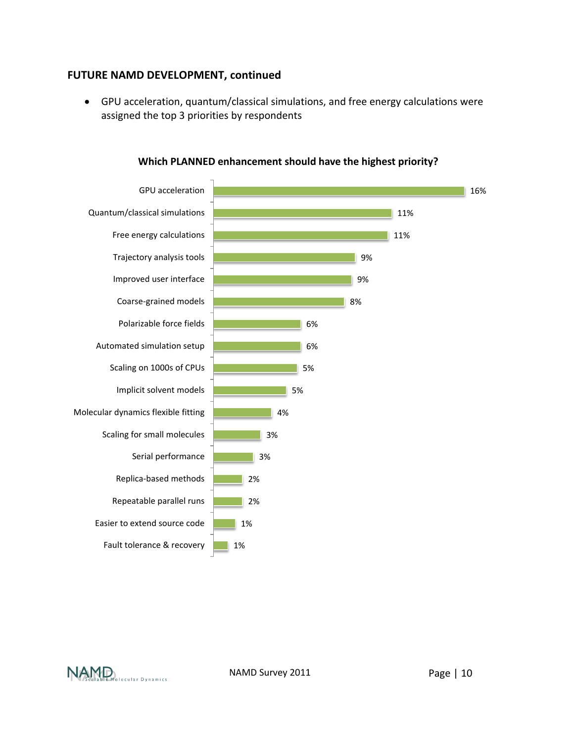**FUTURE NAMD DEVELOPMENT, continued**

- GPU acceleration, quantum/classical simulations, and free energy calculations were assigned the top 3 priorities by respondents

**Which PLANNED enhancement should have the highest priority?**

GPU acceleration 16%
Quantum/classical simulations 11%
Free energy calculations 11%
Trajectory analysis tools 9%
Improved user interface 9%
Coarse-grained models 8%
Polarizable force fields 6%
Automated simulation setup 6%
Scaling on 1000s of CPUs 5%
Implicit solvent models 5%
Molecular dynamics flexible fitting 4%
Scaling for small molecules 3%
Serial performance 3%
Replica-based methods 2%
Repeatable parallel runs 2%
Easier to extend source code 1%
Fault tolerance & recovery 1%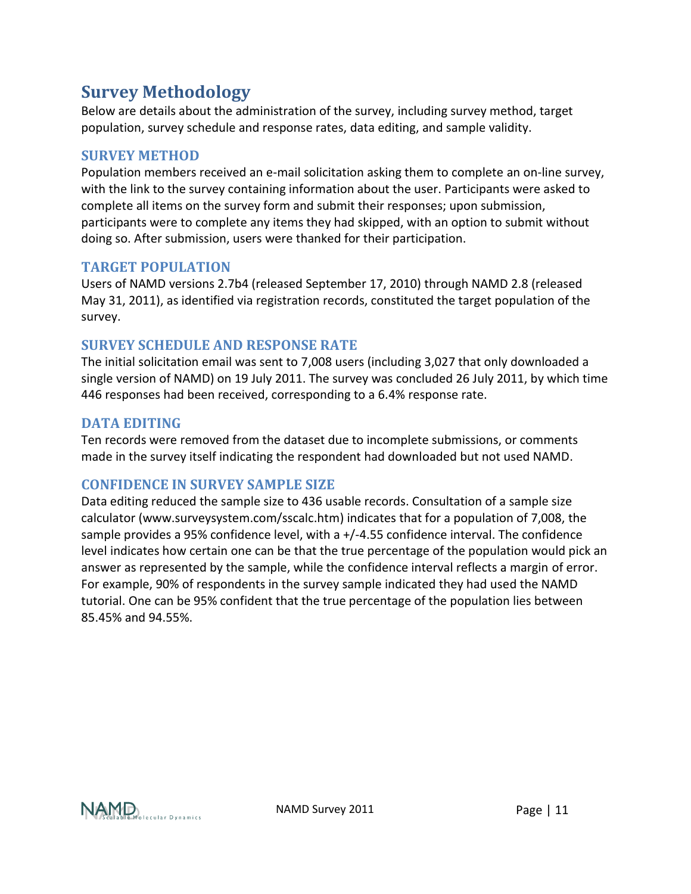# Survey Methodology

Below are details about the administration of the survey, including survey method, target population, survey schedule and response rates, data editing, and sample validity.

## SURVEY METHOD

Population members received an e-mail solicitation asking them to complete an on-line survey, with the link to the survey containing information about the user. Participants were asked to complete all items on the survey form and submit their responses; upon submission, participants were to complete any items they had skipped, with an option to submit without doing so. After submission, users were thanked for their participation.

## TARGET POPULATION

Users of NAMD versions 2.7b4 (released September 17, 2010) through NAMD 2.8 (released May 31, 2011), as identified via registration records, constituted the target population of the survey.

## SURVEY SCHEDULE AND RESPONSE RATE

The initial solicitation email was sent to 7,008 users (including 3,027 that only downloaded a single version of NAMD) on 19 July 2011. The survey was concluded 26 July 2011, by which time 446 responses had been received, corresponding to a 6.4% response rate.

## DATA EDITING

Ten records were removed from the dataset due to incomplete submissions, or comments made in the survey itself indicating the respondent had downloaded but not used NAMD.

## CONFIDENCE IN SURVEY SAMPLE SIZE

Data editing reduced the sample size to 436 usable records. Consultation of a sample size calculator (www.surveysystem.com/sscalc.htm) indicates that for a population of 7,008, the sample provides a 95% confidence level, with a +/-4.55 confidence interval. The confidence level indicates how certain one can be that the true percentage of the population would pick an answer as represented by the sample, while the confidence interval reflects a margin of error. For example, 90% of respondents in the survey sample indicated they had used the NAMD tutorial. One can be 95% confident that the true percentage of the population lies between 85.45% and 94.55%.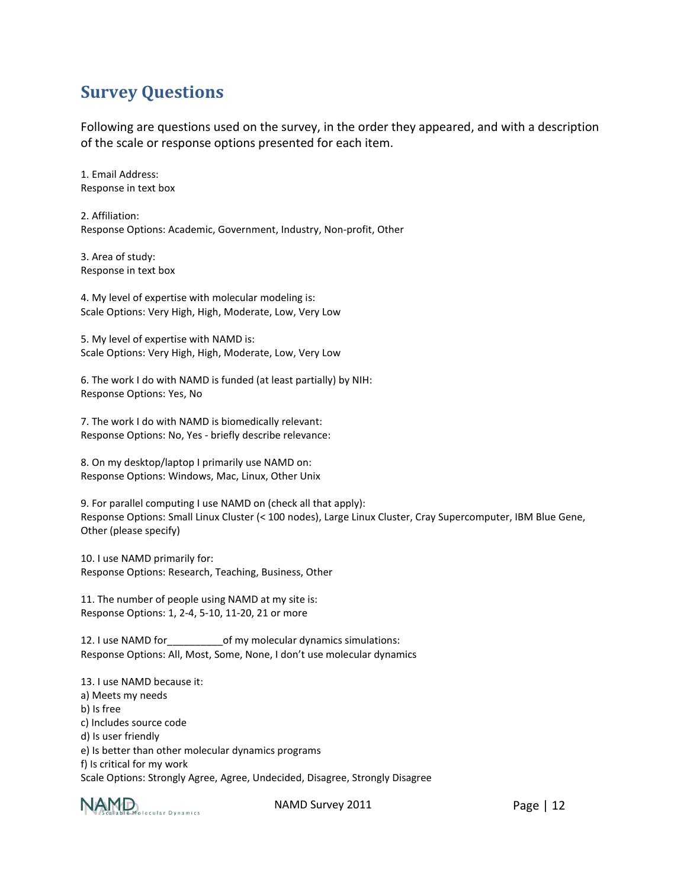## Survey Questions

Following are questions used on the survey, in the order they appeared, and with a description of the scale or response options presented for each item.

1. Email Address:
Response in text box

2. Affiliation:
Response Options: Academic, Government, Industry, Non-profit, Other

3. Area of study:
Response in text box

4. My level of expertise with molecular modeling is:
Scale Options: Very High, High, Moderate, Low, Very Low

5. My level of expertise with NAMD is:
Scale Options: Very High, High, Moderate, Low, Very Low

6. The work I do with NAMD is funded (at least partially) by NIH:
Response Options: Yes, No

7. The work I do with NAMD is biomedically relevant:
Response Options: No, Yes - briefly describe relevance:

8. On my desktop/laptop I primarily use NAMD on:
Response Options: Windows, Mac, Linux, Other Unix

9. For parallel computing I use NAMD on (check all that apply):
Response Options: Small Linux Cluster (< 100 nodes), Large Linux Cluster, Cray Supercomputer, IBM Blue Gene, Other (please specify)

10. I use NAMD primarily for:
Response Options: Research, Teaching, Business, Other

11. The number of people using NAMD at my site is:
Response Options: 1, 2-4, 5-10, 11-20, 21 or more

12. I use NAMD for__________of my molecular dynamics simulations:
Response Options: All, Most, Some, None, I don't use molecular dynamics

13. I use NAMD because it:
a) Meets my needs
b) Is free
c) Includes source code
d) Is user friendly
e) Is better than other molecular dynamics programs
f) Is critical for my work
Scale Options: Strongly Agree, Agree, Undecided, Disagree, Strongly Disagree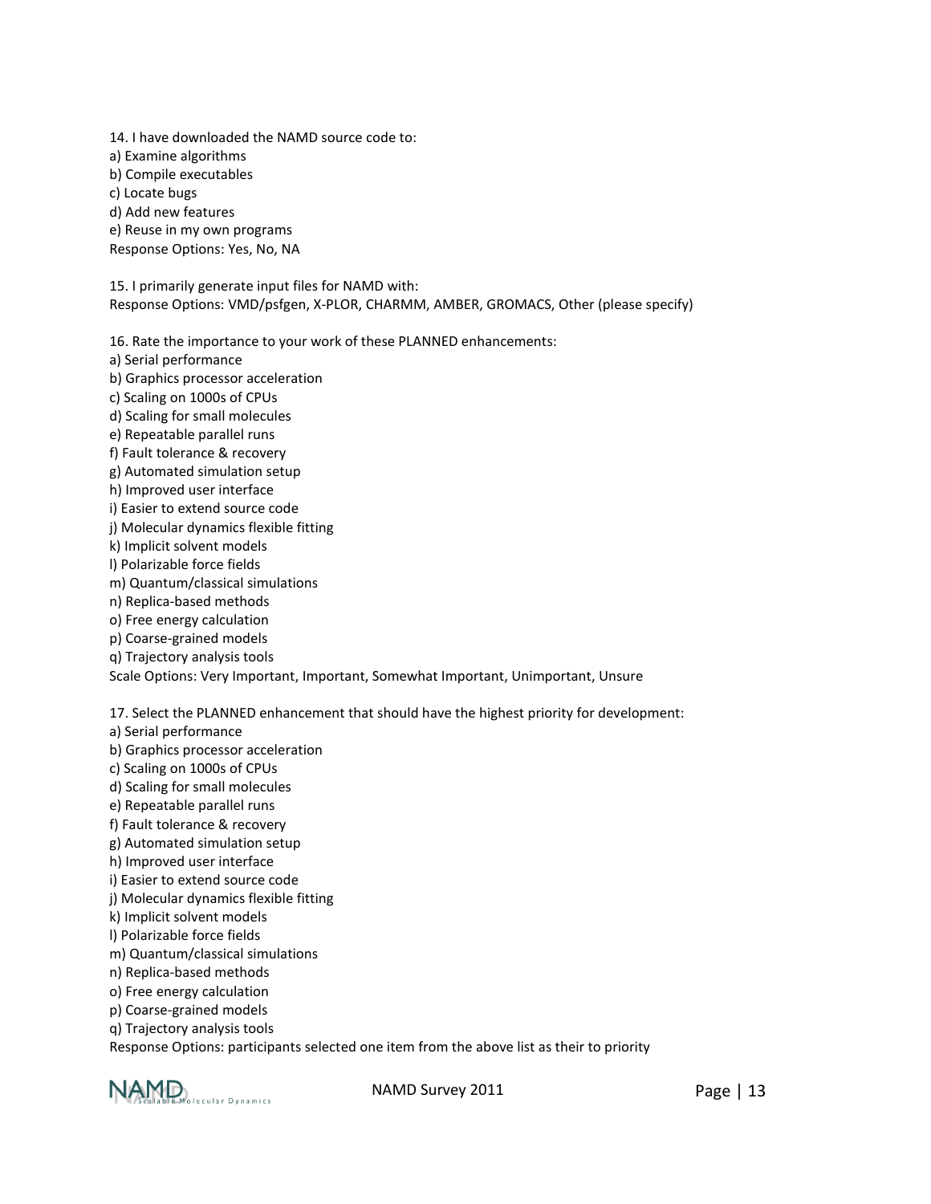14. I have downloaded the NAMD source code to:
a) Examine algorithms
b) Compile executables
c) Locate bugs
d) Add new features
e) Reuse in my own programs
Response Options: Yes, No, NA

15. I primarily generate input files for NAMD with:
Response Options: VMD/psfgen, X-PLOR, CHARMM, AMBER, GROMACS, Other (please specify)

16. Rate the importance to your work of these PLANNED enhancements:
a) Serial performance
b) Graphics processor acceleration
c) Scaling on 1000s of CPUs
d) Scaling for small molecules
e) Repeatable parallel runs
f) Fault tolerance & recovery
g) Automated simulation setup
h) Improved user interface
i) Easier to extend source code
j) Molecular dynamics flexible fitting
k) Implicit solvent models
l) Polarizable force fields
m) Quantum/classical simulations
n) Replica-based methods
o) Free energy calculation
p) Coarse-grained models
q) Trajectory analysis tools
Scale Options: Very Important, Important, Somewhat Important, Unimportant, Unsure

17. Select the PLANNED enhancement that should have the highest priority for development:
a) Serial performance
b) Graphics processor acceleration
c) Scaling on 1000s of CPUs
d) Scaling for small molecules
e) Repeatable parallel runs
f) Fault tolerance & recovery
g) Automated simulation setup
h) Improved user interface
i) Easier to extend source code
j) Molecular dynamics flexible fitting
k) Implicit solvent models
l) Polarizable force fields
m) Quantum/classical simulations
n) Replica-based methods
o) Free energy calculation
p) Coarse-grained models
q) Trajectory analysis tools
Response Options: participants selected one item from the above list as their to priority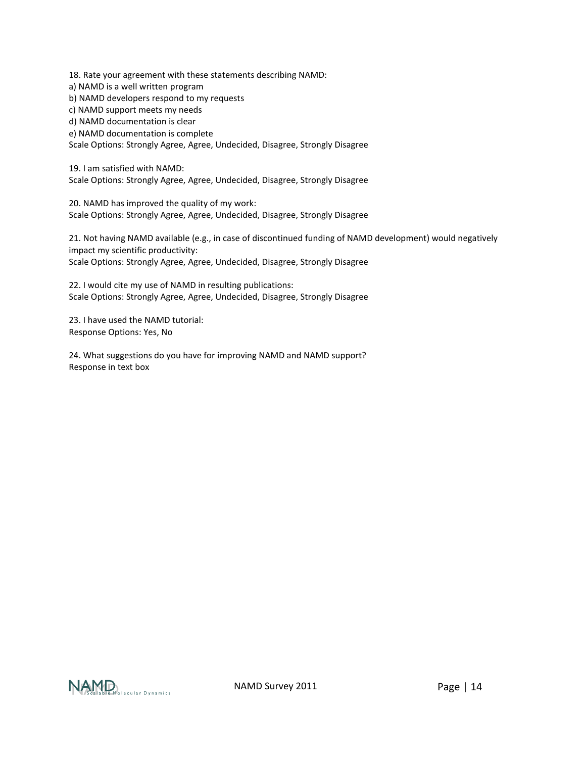18. Rate your agreement with these statements describing NAMD:
a) NAMD is a well written program
b) NAMD developers respond to my requests
c) NAMD support meets my needs
d) NAMD documentation is clear
e) NAMD documentation is complete
Scale Options: Strongly Agree, Agree, Undecided, Disagree, Strongly Disagree

19. I am satisfied with NAMD:
Scale Options: Strongly Agree, Agree, Undecided, Disagree, Strongly Disagree

20. NAMD has improved the quality of my work:
Scale Options: Strongly Agree, Agree, Undecided, Disagree, Strongly Disagree

21. Not having NAMD available (e.g., in case of discontinued funding of NAMD development) would negatively impact my scientific productivity:
Scale Options: Strongly Agree, Agree, Undecided, Disagree, Strongly Disagree

22. I would cite my use of NAMD in resulting publications:
Scale Options: Strongly Agree, Agree, Undecided, Disagree, Strongly Disagree

23. I have used the NAMD tutorial:
Response Options: Yes, No

24. What suggestions do you have for improving NAMD and NAMD support?
Response in text box